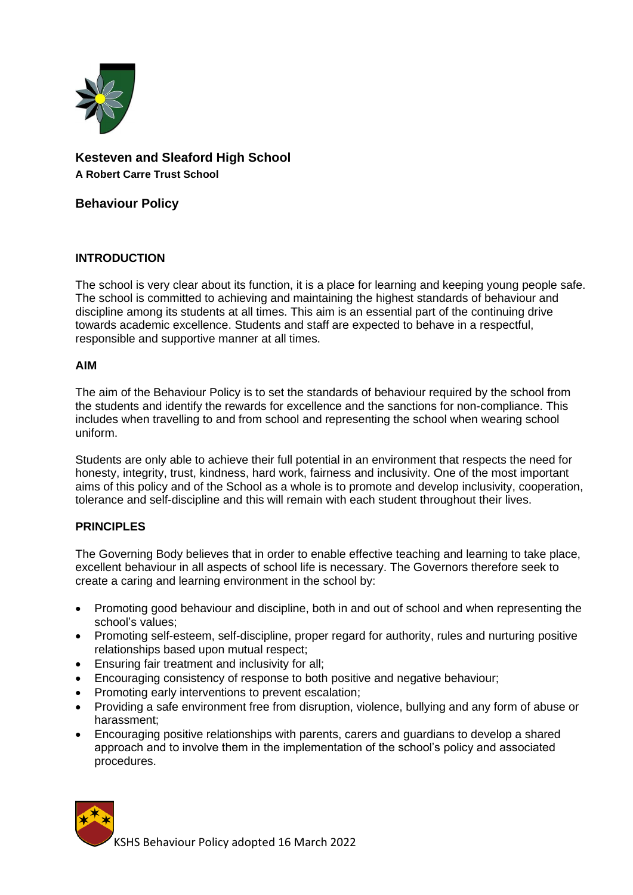# Kesteven and Sleaford High School

**A Robert Carre Trust School**

## Behaviour Policy

### INTRODUCTION

The school is very clear about its function, it is a place for learning and keeping young people safe. The school is committed to achieving and maintaining the highest standards of behaviour and discipline among its students at all times. This aim is an essential part of the continuing drive towards academic excellence. Students and staff are expected to behave in a respectful, responsible and supportive manner at all times.

### AIM

The aim of the Behaviour Policy is to set the standards of behaviour required by the school from the students and identify the rewards for excellence and the sanctions for non-compliance. This includes when travelling to and from school and representing the school when wearing school uniform.

Students are only able to achieve their full potential in an environment that respects the need for honesty, integrity, trust, kindness, hard work, fairness and inclusivity. One of the most important aims of this policy and of the School as a whole is to promote and develop inclusivity, cooperation, tolerance and self-discipline and this will remain with each student throughout their lives.

### PRINCIPLES

The Governing Body believes that in order to enable effective teaching and learning to take place, excellent behaviour in all aspects of school life is necessary. The Governors therefore seek to create a caring and learning environment in the school by:

- Promoting good behaviour and discipline, both in and out of school and when representing the school's values;
- Promoting self-esteem, self-discipline, proper regard for authority, rules and nurturing positive relationships based upon mutual respect;
- Ensuring fair treatment and inclusivity for all;
- Encouraging consistency of response to both positive and negative behaviour;
- Promoting early interventions to prevent escalation;
- Providing a safe environment free from disruption, violence, bullying and any form of abuse or harassment;
- Encouraging positive relationships with parents, carers and guardians to develop a shared approach and to involve them in the implementation of the school's policy and associated procedures.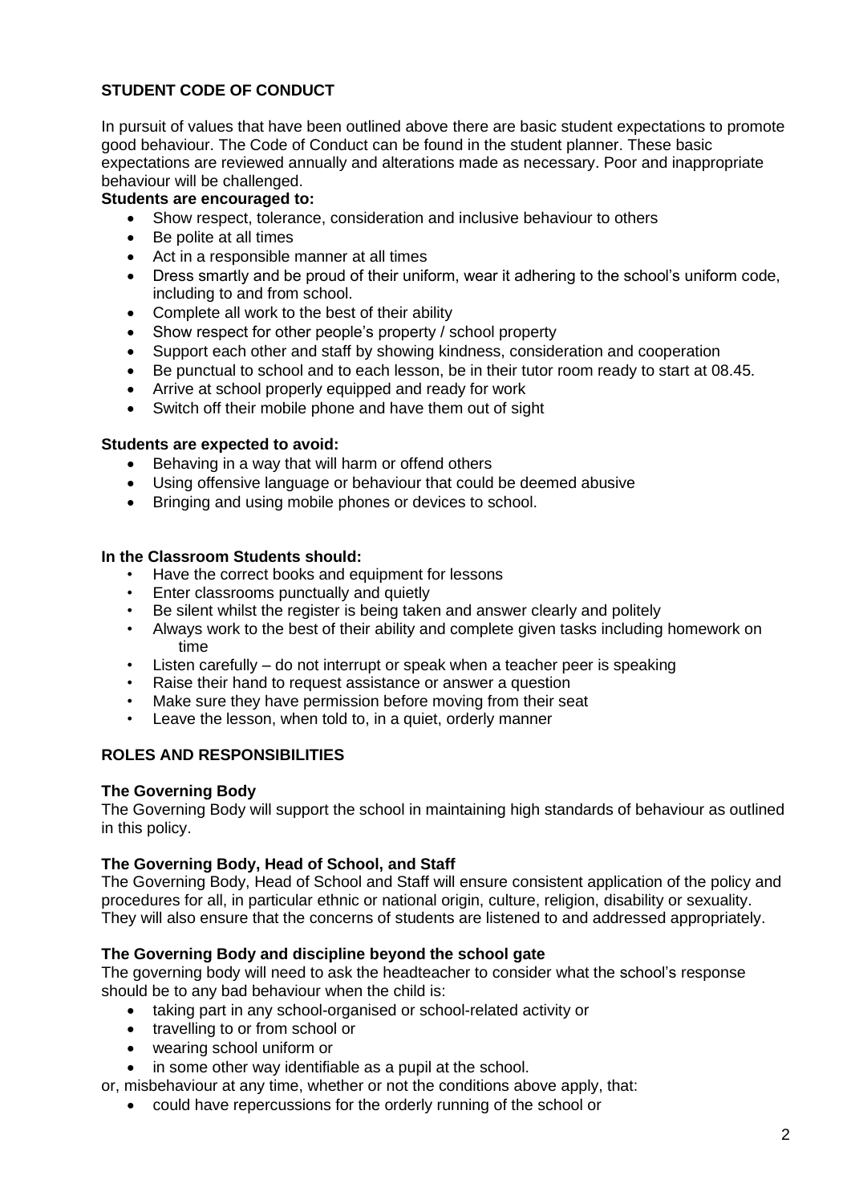**STUDENT CODE OF CONDUCT**

In pursuit of values that have been outlined above there are basic student expectations to promote good behaviour. The Code of Conduct can be found in the student planner. These basic expectations are reviewed annually and alterations made as necessary. Poor and inappropriate behaviour will be challenged.

**Students are encouraged to:**

- Show respect, tolerance, consideration and inclusive behaviour to others
- Be polite at all times
- Act in a responsible manner at all times
- Dress smartly and be proud of their uniform, wear it adhering to the school's uniform code, including to and from school.
- Complete all work to the best of their ability
- Show respect for other people's property / school property
- Support each other and staff by showing kindness, consideration and cooperation
- Be punctual to school and to each lesson, be in their tutor room ready to start at 08.45.
- Arrive at school properly equipped and ready for work
- Switch off their mobile phone and have them out of sight

**Students are expected to avoid:**

- Behaving in a way that will harm or offend others
- Using offensive language or behaviour that could be deemed abusive
- Bringing and using mobile phones or devices to school.

**In the Classroom Students should:**

- Have the correct books and equipment for lessons
- Enter classrooms punctually and quietly
- Be silent whilst the register is being taken and answer clearly and politely
- Always work to the best of their ability and complete given tasks including homework on time
- Listen carefully – do not interrupt or speak when a teacher peer is speaking
- Raise their hand to request assistance or answer a question
- Make sure they have permission before moving from their seat
- Leave the lesson, when told to, in a quiet, orderly manner

**ROLES AND RESPONSIBILITIES**

**The Governing Body**

The Governing Body will support the school in maintaining high standards of behaviour as outlined in this policy.

**The Governing Body, Head of School, and Staff**

The Governing Body, Head of School and Staff will ensure consistent application of the policy and procedures for all, in particular ethnic or national origin, culture, religion, disability or sexuality. They will also ensure that the concerns of students are listened to and addressed appropriately.

**The Governing Body and discipline beyond the school gate**

The governing body will need to ask the headteacher to consider what the school's response should be to any bad behaviour when the child is:

- taking part in any school-organised or school-related activity or
- travelling to or from school or
- wearing school uniform or
- in some other way identifiable as a pupil at the school.

or, misbehaviour at any time, whether or not the conditions above apply, that:

- could have repercussions for the orderly running of the school or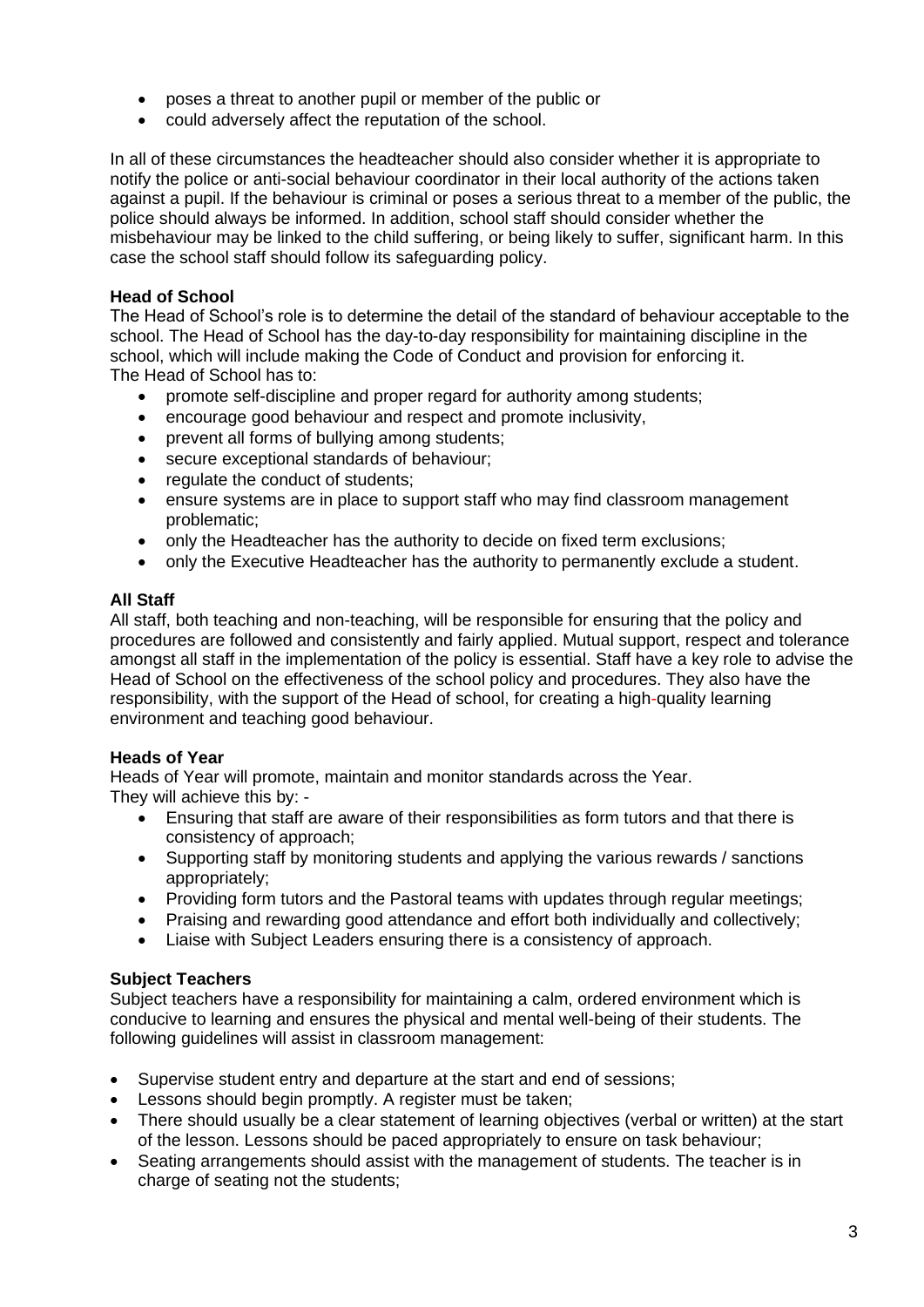- poses a threat to another pupil or member of the public or
- could adversely affect the reputation of the school.

In all of these circumstances the headteacher should also consider whether it is appropriate to notify the police or anti-social behaviour coordinator in their local authority of the actions taken against a pupil. If the behaviour is criminal or poses a serious threat to a member of the public, the police should always be informed. In addition, school staff should consider whether the misbehaviour may be linked to the child suffering, or being likely to suffer, significant harm. In this case the school staff should follow its safeguarding policy.

**Head of School**

The Head of School's role is to determine the detail of the standard of behaviour acceptable to the school. The Head of School has the day-to-day responsibility for maintaining discipline in the school, which will include making the Code of Conduct and provision for enforcing it.
The Head of School has to:

- promote self-discipline and proper regard for authority among students;
- encourage good behaviour and respect and promote inclusivity,
- prevent all forms of bullying among students;
- secure exceptional standards of behaviour;
- regulate the conduct of students;
- ensure systems are in place to support staff who may find classroom management problematic;
- only the Headteacher has the authority to decide on fixed term exclusions;
- only the Executive Headteacher has the authority to permanently exclude a student.

**All Staff**

All staff, both teaching and non-teaching, will be responsible for ensuring that the policy and procedures are followed and consistently and fairly applied. Mutual support, respect and tolerance amongst all staff in the implementation of the policy is essential. Staff have a key role to advise the Head of School on the effectiveness of the school policy and procedures. They also have the responsibility, with the support of the Head of school, for creating a high-quality learning environment and teaching good behaviour.

**Heads of Year**

Heads of Year will promote, maintain and monitor standards across the Year.
They will achieve this by: -

- Ensuring that staff are aware of their responsibilities as form tutors and that there is consistency of approach;
- Supporting staff by monitoring students and applying the various rewards / sanctions appropriately;
- Providing form tutors and the Pastoral teams with updates through regular meetings;
- Praising and rewarding good attendance and effort both individually and collectively;
- Liaise with Subject Leaders ensuring there is a consistency of approach.

**Subject Teachers**

Subject teachers have a responsibility for maintaining a calm, ordered environment which is conducive to learning and ensures the physical and mental well-being of their students. The following guidelines will assist in classroom management:

- Supervise student entry and departure at the start and end of sessions;
- Lessons should begin promptly. A register must be taken;
- There should usually be a clear statement of learning objectives (verbal or written) at the start of the lesson. Lessons should be paced appropriately to ensure on task behaviour;
- Seating arrangements should assist with the management of students. The teacher is in charge of seating not the students;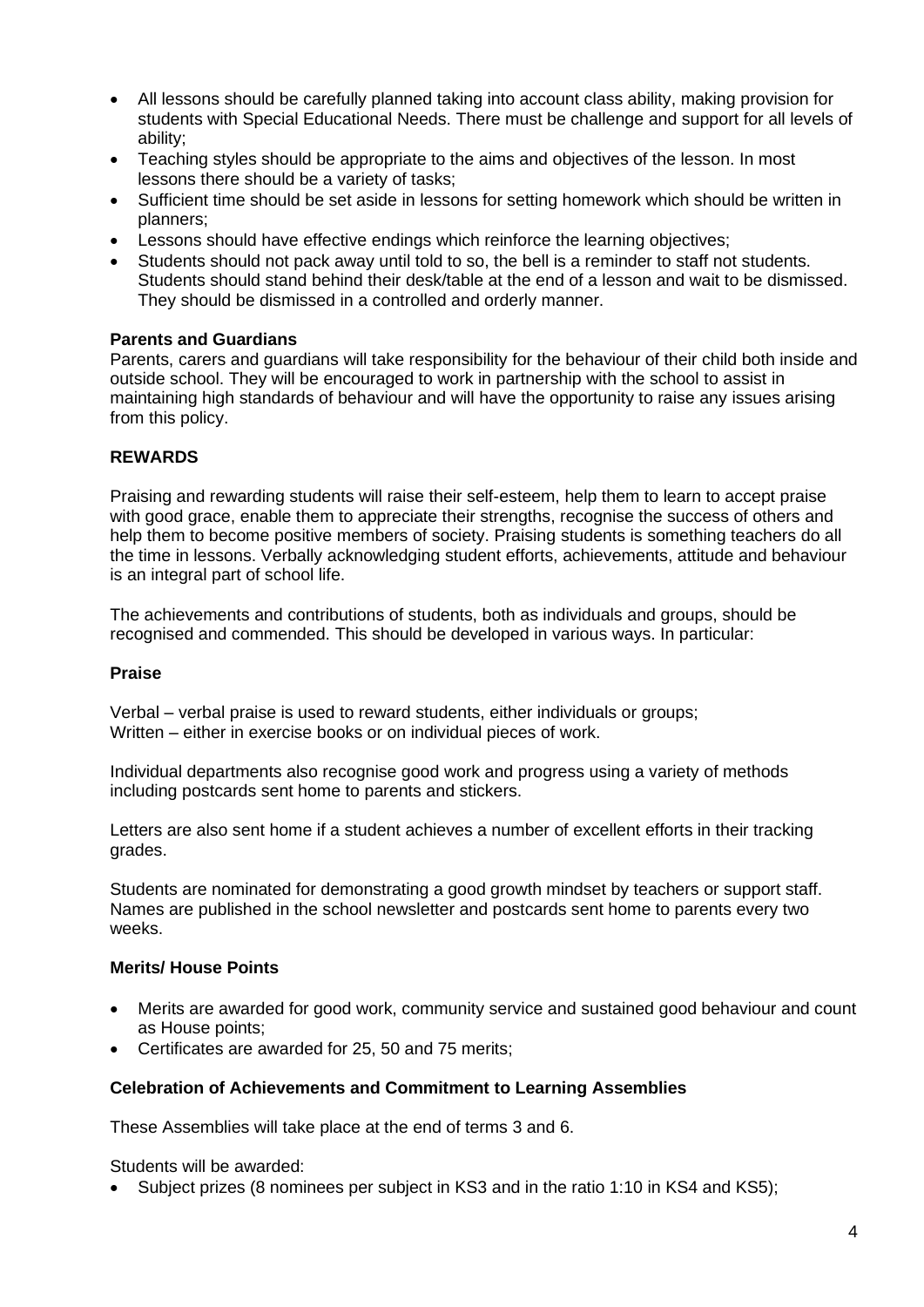- All lessons should be carefully planned taking into account class ability, making provision for students with Special Educational Needs. There must be challenge and support for all levels of ability;
- Teaching styles should be appropriate to the aims and objectives of the lesson. In most lessons there should be a variety of tasks;
- Sufficient time should be set aside in lessons for setting homework which should be written in planners;
- Lessons should have effective endings which reinforce the learning objectives;
- Students should not pack away until told to so, the bell is a reminder to staff not students. Students should stand behind their desk/table at the end of a lesson and wait to be dismissed. They should be dismissed in a controlled and orderly manner.

**Parents and Guardians**

Parents, carers and guardians will take responsibility for the behaviour of their child both inside and outside school. They will be encouraged to work in partnership with the school to assist in maintaining high standards of behaviour and will have the opportunity to raise any issues arising from this policy.

## REWARDS

Praising and rewarding students will raise their self-esteem, help them to learn to accept praise with good grace, enable them to appreciate their strengths, recognise the success of others and help them to become positive members of society. Praising students is something teachers do all the time in lessons. Verbally acknowledging student efforts, achievements, attitude and behaviour is an integral part of school life.

The achievements and contributions of students, both as individuals and groups, should be recognised and commended. This should be developed in various ways. In particular:

### Praise

Verbal – verbal praise is used to reward students, either individuals or groups;
Written – either in exercise books or on individual pieces of work.

Individual departments also recognise good work and progress using a variety of methods including postcards sent home to parents and stickers.

Letters are also sent home if a student achieves a number of excellent efforts in their tracking grades.

Students are nominated for demonstrating a good growth mindset by teachers or support staff. Names are published in the school newsletter and postcards sent home to parents every two weeks.

### Merits/ House Points

- Merits are awarded for good work, community service and sustained good behaviour and count as House points;
- Certificates are awarded for 25, 50 and 75 merits;

### Celebration of Achievements and Commitment to Learning Assemblies

These Assemblies will take place at the end of terms 3 and 6.

Students will be awarded:

- Subject prizes (8 nominees per subject in KS3 and in the ratio 1:10 in KS4 and KS5);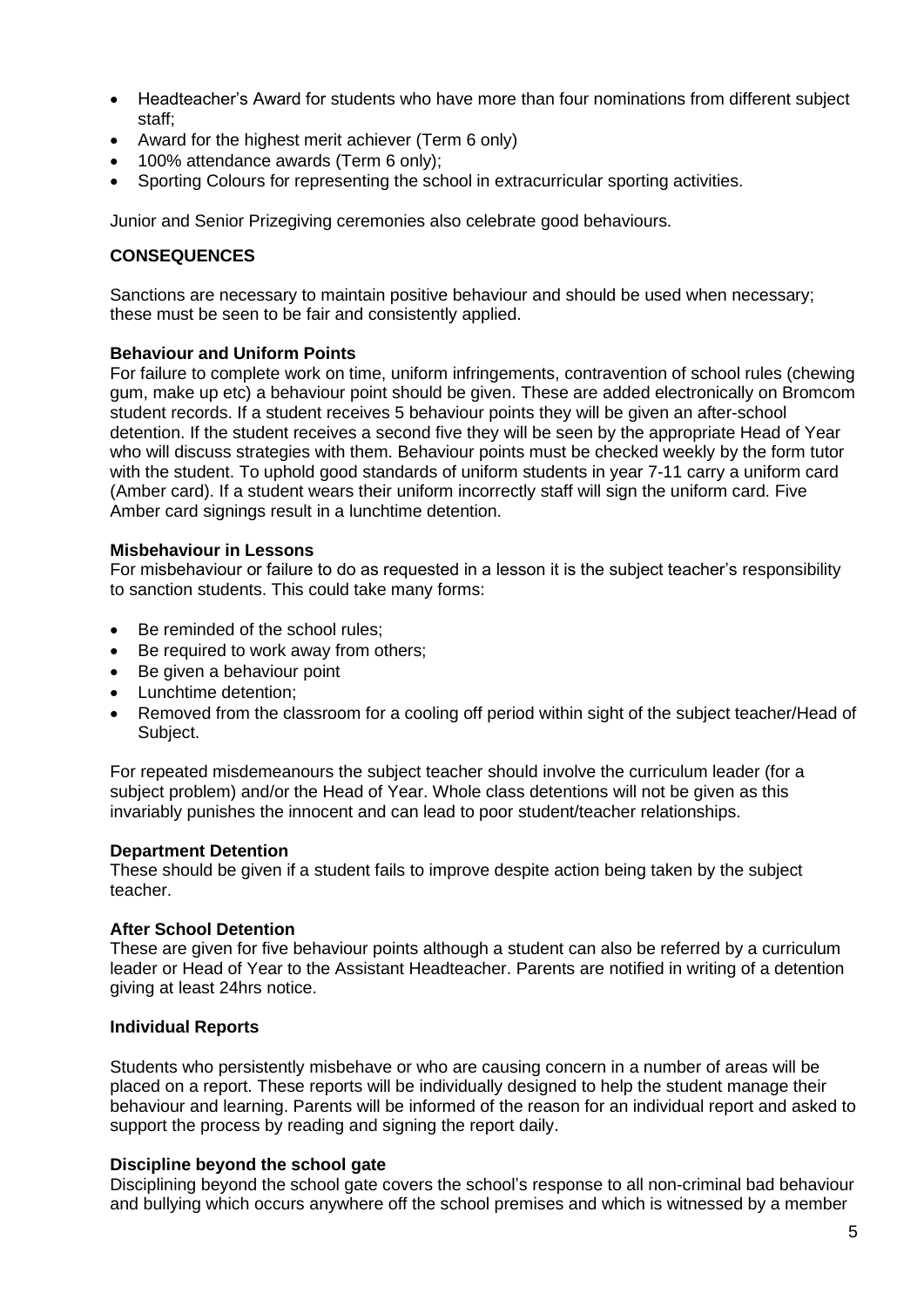- Headteacher's Award for students who have more than four nominations from different subject staff;
- Award for the highest merit achiever (Term 6 only)
- 100% attendance awards (Term 6 only);
- Sporting Colours for representing the school in extracurricular sporting activities.

Junior and Senior Prizegiving ceremonies also celebrate good behaviours.

## CONSEQUENCES

Sanctions are necessary to maintain positive behaviour and should be used when necessary; these must be seen to be fair and consistently applied.

### Behaviour and Uniform Points

For failure to complete work on time, uniform infringements, contravention of school rules (chewing gum, make up etc) a behaviour point should be given. These are added electronically on Bromcom student records. If a student receives 5 behaviour points they will be given an after-school detention. If the student receives a second five they will be seen by the appropriate Head of Year who will discuss strategies with them. Behaviour points must be checked weekly by the form tutor with the student. To uphold good standards of uniform students in year 7-11 carry a uniform card (Amber card). If a student wears their uniform incorrectly staff will sign the uniform card. Five Amber card signings result in a lunchtime detention.

### Misbehaviour in Lessons

For misbehaviour or failure to do as requested in a lesson it is the subject teacher's responsibility to sanction students. This could take many forms:

- Be reminded of the school rules;
- Be required to work away from others;
- Be given a behaviour point
- Lunchtime detention;
- Removed from the classroom for a cooling off period within sight of the subject teacher/Head of Subject.

For repeated misdemeanours the subject teacher should involve the curriculum leader (for a subject problem) and/or the Head of Year. Whole class detentions will not be given as this invariably punishes the innocent and can lead to poor student/teacher relationships.

### Department Detention

These should be given if a student fails to improve despite action being taken by the subject teacher.

### After School Detention

These are given for five behaviour points although a student can also be referred by a curriculum leader or Head of Year to the Assistant Headteacher. Parents are notified in writing of a detention giving at least 24hrs notice.

### Individual Reports

Students who persistently misbehave or who are causing concern in a number of areas will be placed on a report. These reports will be individually designed to help the student manage their behaviour and learning. Parents will be informed of the reason for an individual report and asked to support the process by reading and signing the report daily.

### Discipline beyond the school gate

Disciplining beyond the school gate covers the school's response to all non-criminal bad behaviour and bullying which occurs anywhere off the school premises and which is witnessed by a member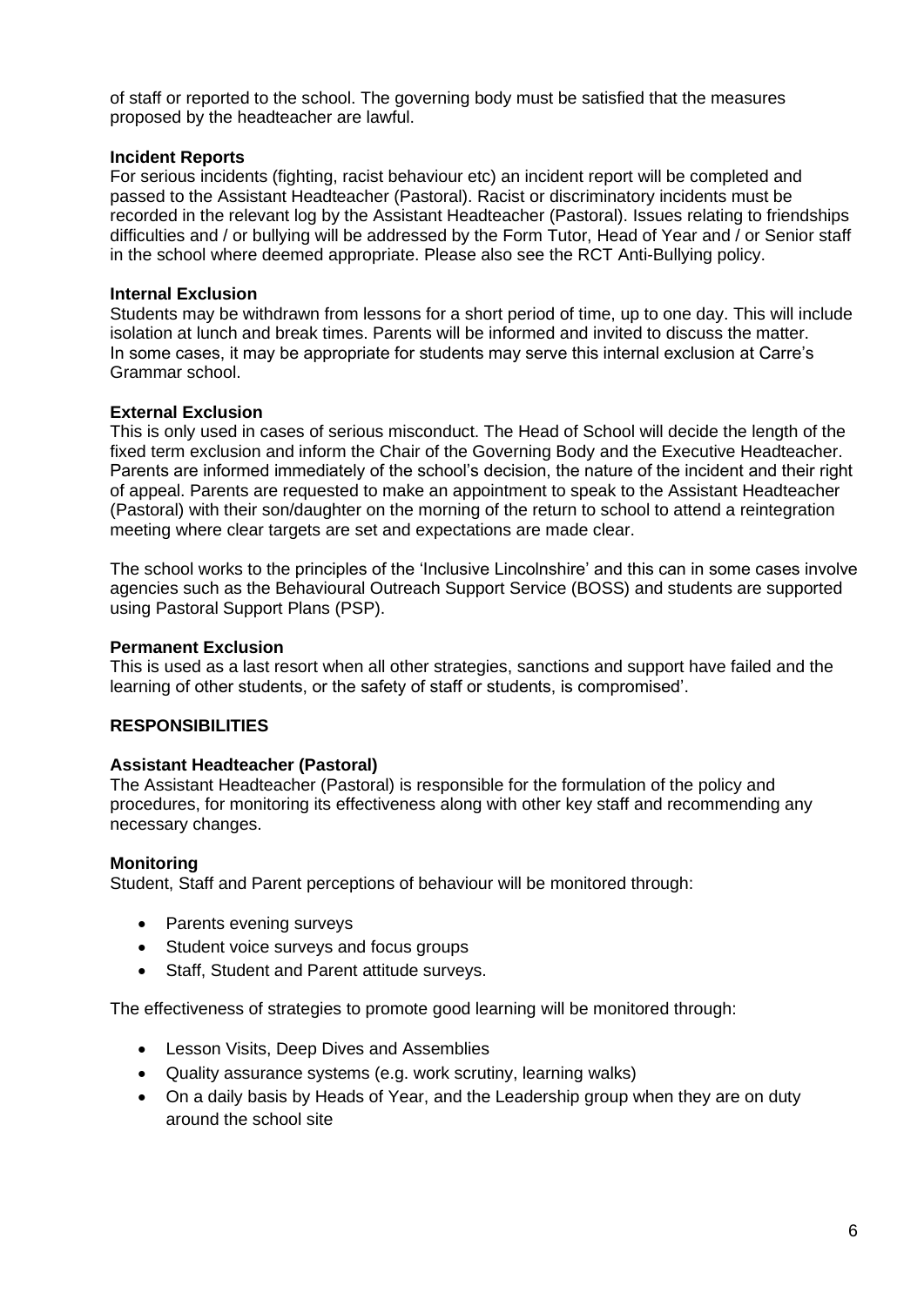of staff or reported to the school. The governing body must be satisfied that the measures proposed by the headteacher are lawful.

**Incident Reports**
For serious incidents (fighting, racist behaviour etc) an incident report will be completed and passed to the Assistant Headteacher (Pastoral). Racist or discriminatory incidents must be recorded in the relevant log by the Assistant Headteacher (Pastoral). Issues relating to friendships difficulties and / or bullying will be addressed by the Form Tutor, Head of Year and / or Senior staff in the school where deemed appropriate. Please also see the RCT Anti-Bullying policy.

**Internal Exclusion**
Students may be withdrawn from lessons for a short period of time, up to one day. This will include isolation at lunch and break times. Parents will be informed and invited to discuss the matter.
In some cases, it may be appropriate for students may serve this internal exclusion at Carre's Grammar school.

**External Exclusion**
This is only used in cases of serious misconduct. The Head of School will decide the length of the fixed term exclusion and inform the Chair of the Governing Body and the Executive Headteacher. Parents are informed immediately of the school's decision, the nature of the incident and their right of appeal. Parents are requested to make an appointment to speak to the Assistant Headteacher (Pastoral) with their son/daughter on the morning of the return to school to attend a reintegration meeting where clear targets are set and expectations are made clear.

The school works to the principles of the 'Inclusive Lincolnshire' and this can in some cases involve agencies such as the Behavioural Outreach Support Service (BOSS) and students are supported using Pastoral Support Plans (PSP).

**Permanent Exclusion**
This is used as a last resort when all other strategies, sanctions and support have failed and the learning of other students, or the safety of staff or students, is compromised'.

**RESPONSIBILITIES**

**Assistant Headteacher (Pastoral)**
The Assistant Headteacher (Pastoral) is responsible for the formulation of the policy and procedures, for monitoring its effectiveness along with other key staff and recommending any necessary changes.

**Monitoring**
Student, Staff and Parent perceptions of behaviour will be monitored through:

- Parents evening surveys
- Student voice surveys and focus groups
- Staff, Student and Parent attitude surveys.

The effectiveness of strategies to promote good learning will be monitored through:

- Lesson Visits, Deep Dives and Assemblies
- Quality assurance systems (e.g. work scrutiny, learning walks)
- On a daily basis by Heads of Year, and the Leadership group when they are on duty around the school site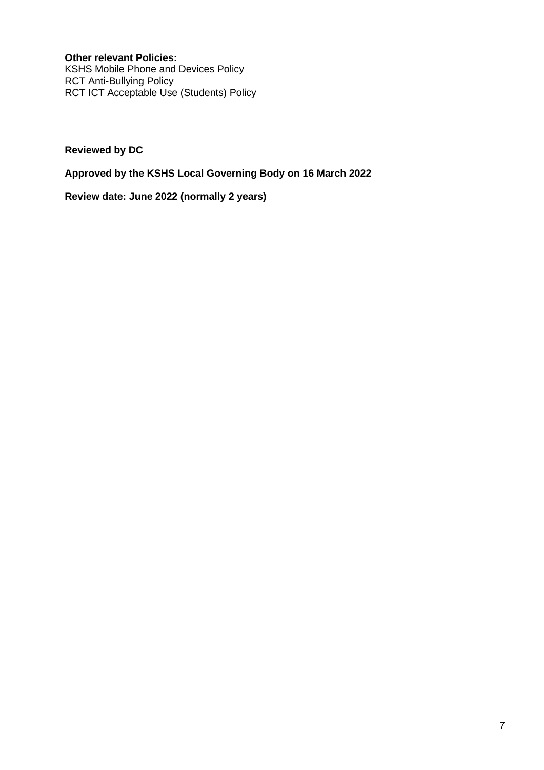**Other relevant Policies:**
KSHS Mobile Phone and Devices Policy
RCT Anti-Bullying Policy
RCT ICT Acceptable Use (Students) Policy

**Reviewed by DC**

**Approved by the KSHS Local Governing Body on 16 March 2022**

**Review date: June 2022 (normally 2 years)**